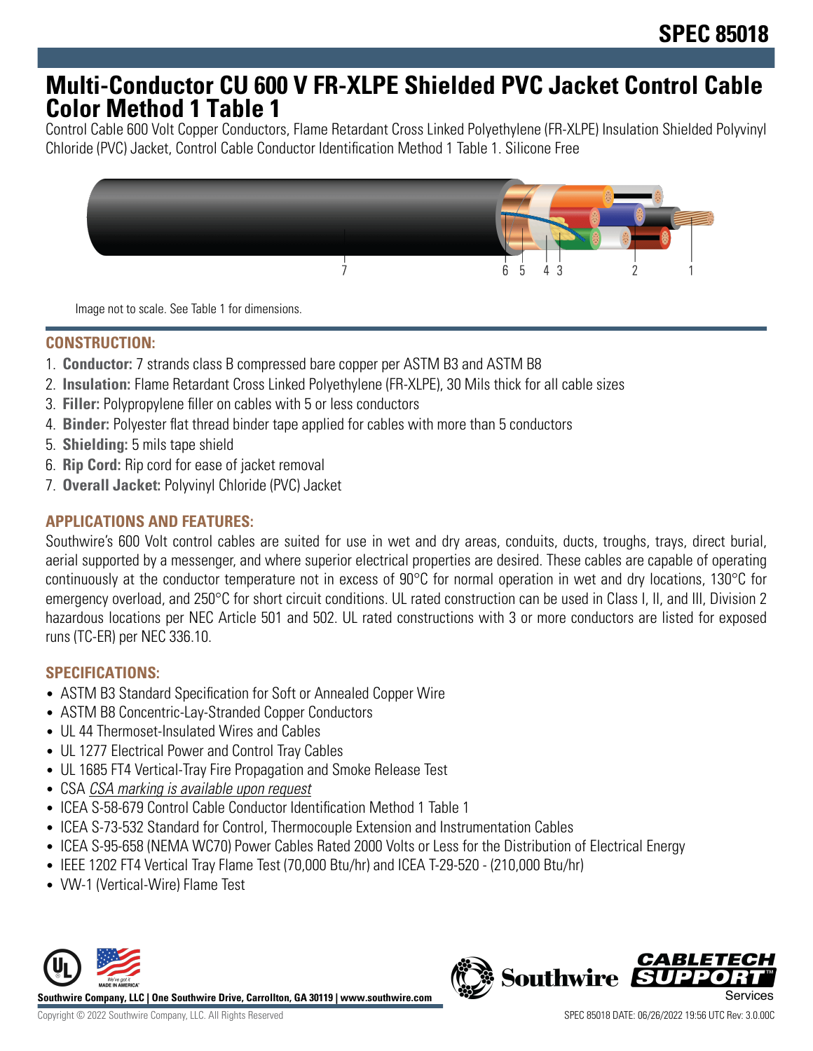# SPEC 85018

# Multi-Conductor CU 600 V FR-XLPE Shielded PVC Jacket Control Cable Color Method 1 Table 1

Control Cable 600 Volt Copper Conductors, Flame Retardant Cross Linked Polyethylene (FR-XLPE) Insulation Shielded Polyvinyl Chloride (PVC) Jacket, Control Cable Conductor Identification Method 1 Table 1. Silicone Free

Image not to scale. See Table 1 for dimensions.

## CONSTRUCTION:

1. **Conductor:** 7 strands class B compressed bare copper per ASTM B3 and ASTM B8
2. **Insulation:** Flame Retardant Cross Linked Polyethylene (FR-XLPE), 30 Mils thick for all cable sizes
3. **Filler:** Polypropylene filler on cables with 5 or less conductors
4. **Binder:** Polyester flat thread binder tape applied for cables with more than 5 conductors
5. **Shielding:** 5 mils tape shield
6. **Rip Cord:** Rip cord for ease of jacket removal
7. **Overall Jacket:** Polyvinyl Chloride (PVC) Jacket

## APPLICATIONS AND FEATURES:

Southwire's 600 Volt control cables are suited for use in wet and dry areas, conduits, ducts, troughs, trays, direct burial, aerial supported by a messenger, and where superior electrical properties are desired. These cables are capable of operating continuously at the conductor temperature not in excess of 90°C for normal operation in wet and dry locations, 130°C for emergency overload, and 250°C for short circuit conditions. UL rated construction can be used in Class I, II, and III, Division 2 hazardous locations per NEC Article 501 and 502. UL rated constructions with 3 or more conductors are listed for exposed runs (TC-ER) per NEC 336.10.

## SPECIFICATIONS:

- ASTM B3 Standard Specification for Soft or Annealed Copper Wire
- ASTM B8 Concentric-Lay-Stranded Copper Conductors
- UL 44 Thermoset-Insulated Wires and Cables
- UL 1277 Electrical Power and Control Tray Cables
- UL 1685 FT4 Vertical-Tray Fire Propagation and Smoke Release Test
- CSA *CSA marking is available upon request*
- ICEA S-58-679 Control Cable Conductor Identification Method 1 Table 1
- ICEA S-73-532 Standard for Control, Thermocouple Extension and Instrumentation Cables
- ICEA S-95-658 (NEMA WC70) Power Cables Rated 2000 Volts or Less for the Distribution of Electrical Energy
- IEEE 1202 FT4 Vertical Tray Flame Test (70,000 Btu/hr) and ICEA T-29-520 - (210,000 Btu/hr)
- VW-1 (Vertical-Wire) Flame Test

**Southwire Company, LLC | One Southwire Drive, Carrollton, GA 30119 | www.southwire.com**

Copyright © 2022 Southwire Company, LLC. All Rights Reserved

SPEC 85018 DATE: 06/26/2022 19:56 UTC Rev: 3.0.00C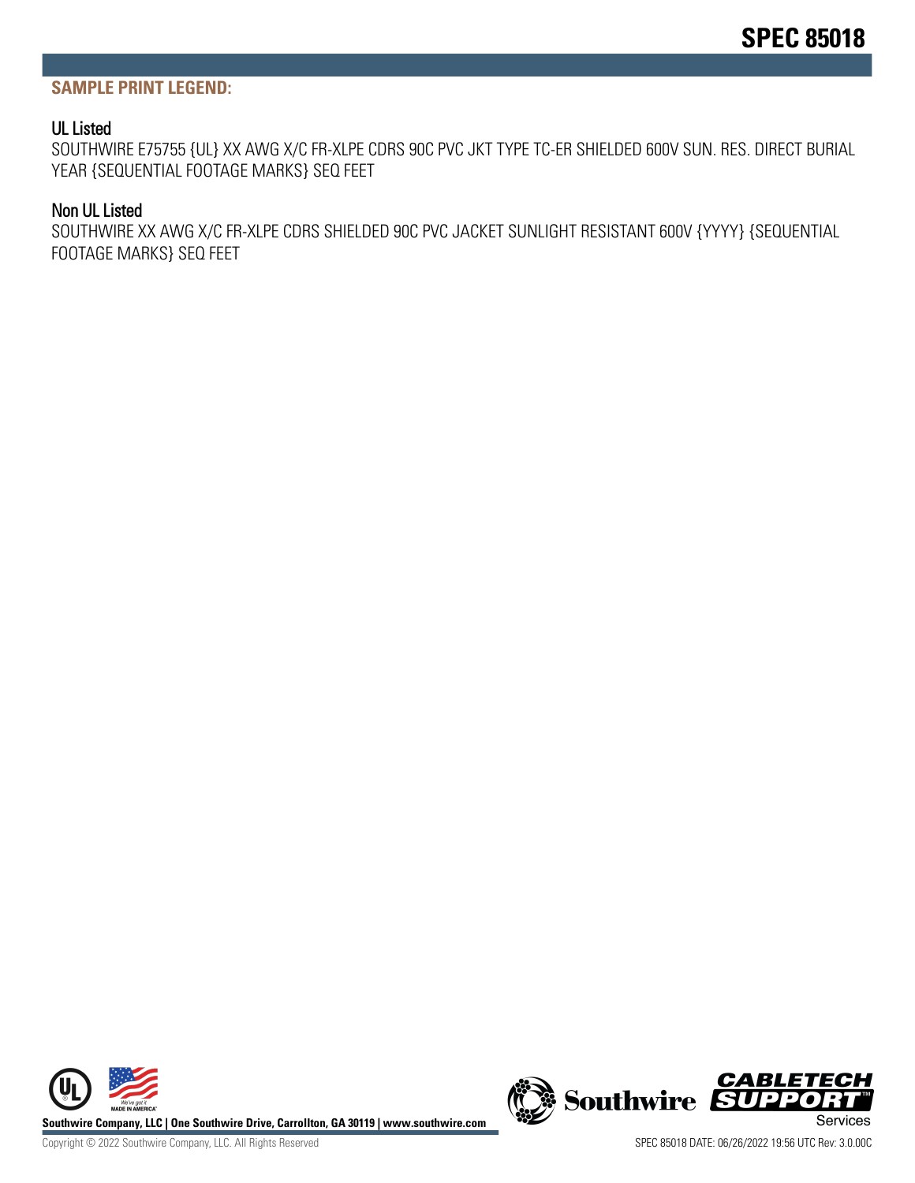## SAMPLE PRINT LEGEND:

### UL Listed

SOUTHWIRE E75755 {UL} XX AWG X/C FR-XLPE CDRS 90C PVC JKT TYPE TC-ER SHIELDED 600V SUN. RES. DIRECT BURIAL YEAR {SEQUENTIAL FOOTAGE MARKS} SEQ FEET

### Non UL Listed

SOUTHWIRE XX AWG X/C FR-XLPE CDRS SHIELDED 90C PVC JACKET SUNLIGHT RESISTANT 600V {YYYY} {SEQUENTIAL FOOTAGE MARKS} SEQ FEET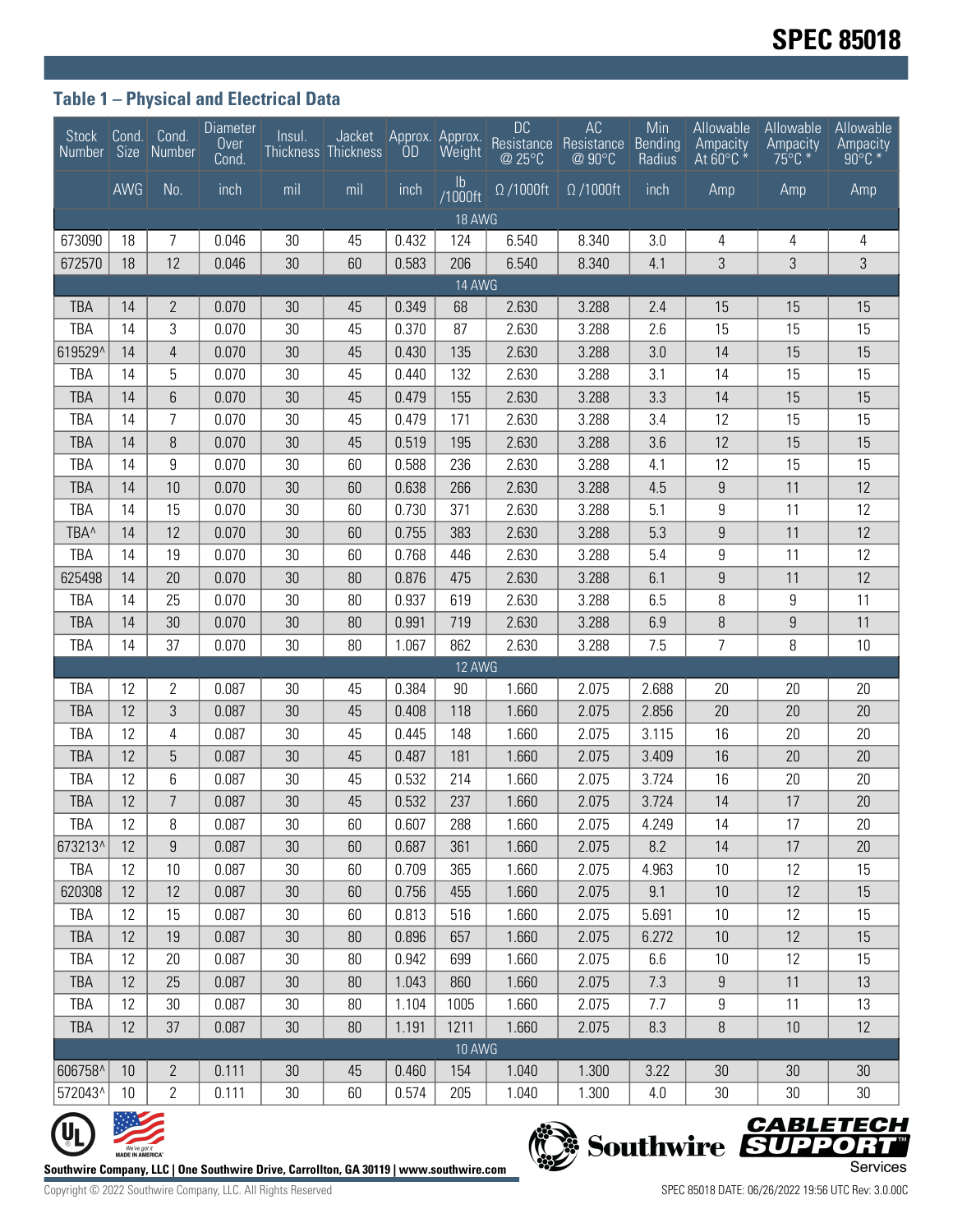## Table 1 – Physical and Electrical Data

| Stock Number | Cond. Size | Cond. Number | Diameter Over Cond. | Insul. Thickness | Jacket Thickness | Approx. OD | Approx. Weight | DC Resistance @ 25°C | AC Resistance @ 90°C | Min Bending Radius | Allowable Ampacity At 60°C * | Allowable Ampacity 75°C * | Allowable Ampacity 90°C * |
|---|---|---|---|---|---|---|---|---|---|---|---|---|---|
| | AWG | No. | inch | mil | mil | inch | lb /1000ft | Ω /1000ft | Ω /1000ft | inch | Amp | Amp | Amp |
| 18 AWG | | | | | | | | | | | | | |
| 673090 | 18 | 7 | 0.046 | 30 | 45 | 0.432 | 124 | 6.540 | 8.340 | 3.0 | 4 | 4 | 4 |
| 672570 | 18 | 12 | 0.046 | 30 | 60 | 0.583 | 206 | 6.540 | 8.340 | 4.1 | 3 | 3 | 3 |
| 14 AWG | | | | | | | | | | | | | |
| TBA | 14 | 2 | 0.070 | 30 | 45 | 0.349 | 68 | 2.630 | 3.288 | 2.4 | 15 | 15 | 15 |
| TBA | 14 | 3 | 0.070 | 30 | 45 | 0.370 | 87 | 2.630 | 3.288 | 2.6 | 15 | 15 | 15 |
| 619529^ | 14 | 4 | 0.070 | 30 | 45 | 0.430 | 135 | 2.630 | 3.288 | 3.0 | 14 | 15 | 15 |
| TBA | 14 | 5 | 0.070 | 30 | 45 | 0.440 | 132 | 2.630 | 3.288 | 3.1 | 14 | 15 | 15 |
| TBA | 14 | 6 | 0.070 | 30 | 45 | 0.479 | 155 | 2.630 | 3.288 | 3.3 | 14 | 15 | 15 |
| TBA | 14 | 7 | 0.070 | 30 | 45 | 0.479 | 171 | 2.630 | 3.288 | 3.4 | 12 | 15 | 15 |
| TBA | 14 | 8 | 0.070 | 30 | 45 | 0.519 | 195 | 2.630 | 3.288 | 3.6 | 12 | 15 | 15 |
| TBA | 14 | 9 | 0.070 | 30 | 60 | 0.588 | 236 | 2.630 | 3.288 | 4.1 | 12 | 15 | 15 |
| TBA | 14 | 10 | 0.070 | 30 | 60 | 0.638 | 266 | 2.630 | 3.288 | 4.5 | 9 | 11 | 12 |
| TBA | 14 | 15 | 0.070 | 30 | 60 | 0.730 | 371 | 2.630 | 3.288 | 5.1 | 9 | 11 | 12 |
| TBA^ | 14 | 12 | 0.070 | 30 | 60 | 0.755 | 383 | 2.630 | 3.288 | 5.3 | 9 | 11 | 12 |
| TBA | 14 | 19 | 0.070 | 30 | 60 | 0.768 | 446 | 2.630 | 3.288 | 5.4 | 9 | 11 | 12 |
| 625498 | 14 | 20 | 0.070 | 30 | 80 | 0.876 | 475 | 2.630 | 3.288 | 6.1 | 9 | 11 | 12 |
| TBA | 14 | 25 | 0.070 | 30 | 80 | 0.937 | 619 | 2.630 | 3.288 | 6.5 | 8 | 9 | 11 |
| TBA | 14 | 30 | 0.070 | 30 | 80 | 0.991 | 719 | 2.630 | 3.288 | 6.9 | 8 | 9 | 11 |
| TBA | 14 | 37 | 0.070 | 30 | 80 | 1.067 | 862 | 2.630 | 3.288 | 7.5 | 7 | 8 | 10 |
| 12 AWG | | | | | | | | | | | | | |
| TBA | 12 | 2 | 0.087 | 30 | 45 | 0.384 | 90 | 1.660 | 2.075 | 2.688 | 20 | 20 | 20 |
| TBA | 12 | 3 | 0.087 | 30 | 45 | 0.408 | 118 | 1.660 | 2.075 | 2.856 | 20 | 20 | 20 |
| TBA | 12 | 4 | 0.087 | 30 | 45 | 0.445 | 148 | 1.660 | 2.075 | 3.115 | 16 | 20 | 20 |
| TBA | 12 | 5 | 0.087 | 30 | 45 | 0.487 | 181 | 1.660 | 2.075 | 3.409 | 16 | 20 | 20 |
| TBA | 12 | 6 | 0.087 | 30 | 45 | 0.532 | 214 | 1.660 | 2.075 | 3.724 | 16 | 20 | 20 |
| TBA | 12 | 7 | 0.087 | 30 | 45 | 0.532 | 237 | 1.660 | 2.075 | 3.724 | 14 | 17 | 20 |
| TBA | 12 | 8 | 0.087 | 30 | 60 | 0.607 | 288 | 1.660 | 2.075 | 4.249 | 14 | 17 | 20 |
| 673213^ | 12 | 9 | 0.087 | 30 | 60 | 0.687 | 361 | 1.660 | 2.075 | 8.2 | 14 | 17 | 20 |
| TBA | 12 | 10 | 0.087 | 30 | 60 | 0.709 | 365 | 1.660 | 2.075 | 4.963 | 10 | 12 | 15 |
| 620308 | 12 | 12 | 0.087 | 30 | 60 | 0.756 | 455 | 1.660 | 2.075 | 9.1 | 10 | 12 | 15 |
| TBA | 12 | 15 | 0.087 | 30 | 60 | 0.813 | 516 | 1.660 | 2.075 | 5.691 | 10 | 12 | 15 |
| TBA | 12 | 19 | 0.087 | 30 | 80 | 0.896 | 657 | 1.660 | 2.075 | 6.272 | 10 | 12 | 15 |
| TBA | 12 | 20 | 0.087 | 30 | 80 | 0.942 | 699 | 1.660 | 2.075 | 6.6 | 10 | 12 | 15 |
| TBA | 12 | 25 | 0.087 | 30 | 80 | 1.043 | 860 | 1.660 | 2.075 | 7.3 | 9 | 11 | 13 |
| TBA | 12 | 30 | 0.087 | 30 | 80 | 1.104 | 1005 | 1.660 | 2.075 | 7.7 | 9 | 11 | 13 |
| TBA | 12 | 37 | 0.087 | 30 | 80 | 1.191 | 1211 | 1.660 | 2.075 | 8.3 | 8 | 10 | 12 |
| 10 AWG | | | | | | | | | | | | | |
| 606758^ | 10 | 2 | 0.111 | 30 | 45 | 0.460 | 154 | 1.040 | 1.300 | 3.22 | 30 | 30 | 30 |
| 572043^ | 10 | 2 | 0.111 | 30 | 60 | 0.574 | 205 | 1.040 | 1.300 | 4.0 | 30 | 30 | 30 |

Southwire Company, LLC | One Southwire Drive, Carrollton, GA 30119 | www.southwire.com

Copyright © 2022 Southwire Company, LLC. All Rights Reserved

SPEC 85018 DATE: 06/26/2022 19:56 UTC Rev: 3.0.00C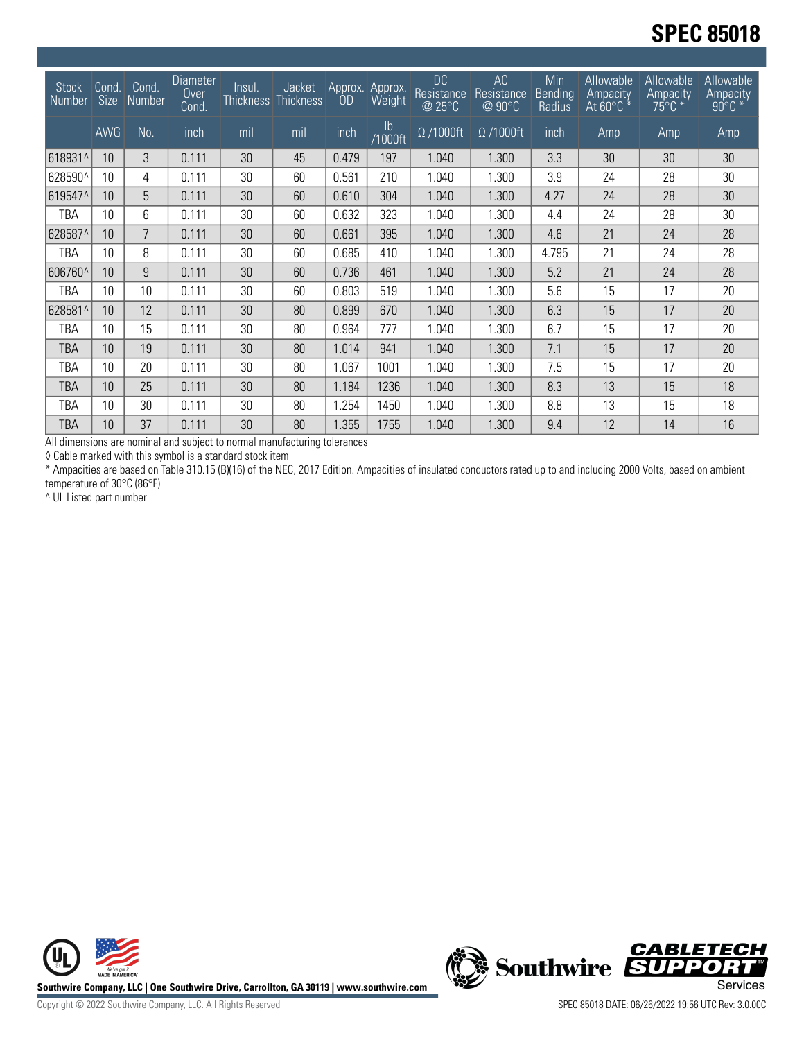# SPEC 85018

| Stock Number | Cond. Size | Cond. Number | Diameter Over Cond. | Insul. Thickness | Jacket Thickness | Approx. OD | Approx. Weight | DC Resistance @ 25°C | AC Resistance @ 90°C | Min Bending Radius | Allowable Ampacity At 60°C * | Allowable Ampacity 75°C * | Allowable Ampacity 90°C * |
|---|---|---|---|---|---|---|---|---|---|---|---|---|---|
| | AWG | No. | inch | mil | mil | inch | lb /1000ft | Ω /1000ft | Ω /1000ft | inch | Amp | Amp | Amp |
| 618931^ | 10 | 3 | 0.111 | 30 | 45 | 0.479 | 197 | 1.040 | 1.300 | 3.3 | 30 | 30 | 30 |
| 628590^ | 10 | 4 | 0.111 | 30 | 60 | 0.561 | 210 | 1.040 | 1.300 | 3.9 | 24 | 28 | 30 |
| 619547^ | 10 | 5 | 0.111 | 30 | 60 | 0.610 | 304 | 1.040 | 1.300 | 4.27 | 24 | 28 | 30 |
| TBA | 10 | 6 | 0.111 | 30 | 60 | 0.632 | 323 | 1.040 | 1.300 | 4.4 | 24 | 28 | 30 |
| 628587^ | 10 | 7 | 0.111 | 30 | 60 | 0.661 | 395 | 1.040 | 1.300 | 4.6 | 21 | 24 | 28 |
| TBA | 10 | 8 | 0.111 | 30 | 60 | 0.685 | 410 | 1.040 | 1.300 | 4.795 | 21 | 24 | 28 |
| 606760^ | 10 | 9 | 0.111 | 30 | 60 | 0.736 | 461 | 1.040 | 1.300 | 5.2 | 21 | 24 | 28 |
| TBA | 10 | 10 | 0.111 | 30 | 60 | 0.803 | 519 | 1.040 | 1.300 | 5.6 | 15 | 17 | 20 |
| 628581^ | 10 | 12 | 0.111 | 30 | 80 | 0.899 | 670 | 1.040 | 1.300 | 6.3 | 15 | 17 | 20 |
| TBA | 10 | 15 | 0.111 | 30 | 80 | 0.964 | 777 | 1.040 | 1.300 | 6.7 | 15 | 17 | 20 |
| TBA | 10 | 19 | 0.111 | 30 | 80 | 1.014 | 941 | 1.040 | 1.300 | 7.1 | 15 | 17 | 20 |
| TBA | 10 | 20 | 0.111 | 30 | 80 | 1.067 | 1001 | 1.040 | 1.300 | 7.5 | 15 | 17 | 20 |
| TBA | 10 | 25 | 0.111 | 30 | 80 | 1.184 | 1236 | 1.040 | 1.300 | 8.3 | 13 | 15 | 18 |
| TBA | 10 | 30 | 0.111 | 30 | 80 | 1.254 | 1450 | 1.040 | 1.300 | 8.8 | 13 | 15 | 18 |
| TBA | 10 | 37 | 0.111 | 30 | 80 | 1.355 | 1755 | 1.040 | 1.300 | 9.4 | 12 | 14 | 16 |

All dimensions are nominal and subject to normal manufacturing tolerances

◊ Cable marked with this symbol is a standard stock item

* Ampacities are based on Table 310.15 (B)(16) of the NEC, 2017 Edition. Ampacities of insulated conductors rated up to and including 2000 Volts, based on ambient temperature of 30°C (86°F)

^ UL Listed part number

Southwire Company, LLC | One Southwire Drive, Carrollton, GA 30119 | www.southwire.com

Copyright © 2022 Southwire Company, LLC. All Rights Reserved

SPEC 85018 DATE: 06/26/2022 19:56 UTC Rev: 3.0.00C